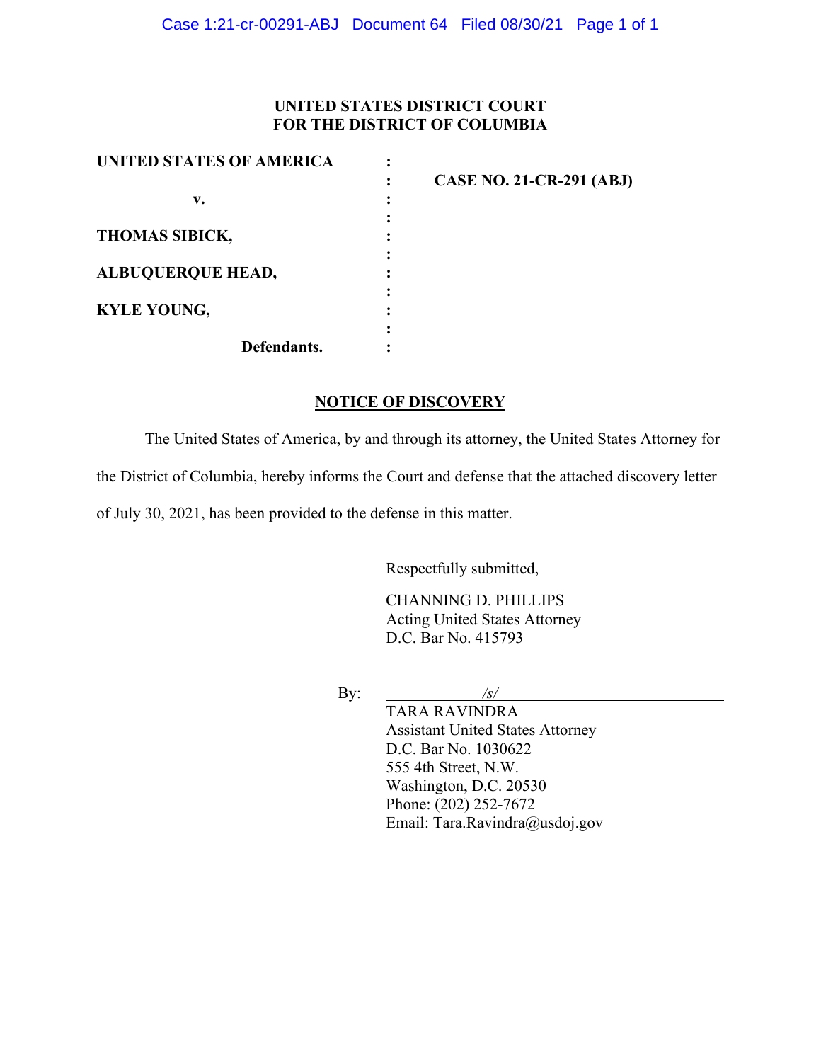**UNITED STATES DISTRICT COURT**
**FOR THE DISTRICT OF COLUMBIA**

| | | |
|---|---|---|
| **UNITED STATES OF AMERICA** | : | |
| | : | **CASE NO. 21-CR-291 (ABJ)** |
| **v.** | : | |
| | : | |
| **THOMAS SIBICK,** | : | |
| | : | |
| **ALBUQUERQUE HEAD,** | : | |
| | : | |
| **KYLE YOUNG,** | : | |
| | : | |
| **Defendants.** | : | |

**NOTICE OF DISCOVERY**

The United States of America, by and through its attorney, the United States Attorney for the District of Columbia, hereby informs the Court and defense that the attached discovery letter of July 30, 2021, has been provided to the defense in this matter.

Respectfully submitted,

CHANNING D. PHILLIPS
Acting United States Attorney
D.C. Bar No. 415793

By: /s/
TARA RAVINDRA
Assistant United States Attorney
D.C. Bar No. 1030622
555 4th Street, N.W.
Washington, D.C. 20530
Phone: (202) 252-7672
Email: Tara.Ravindra@usdoj.gov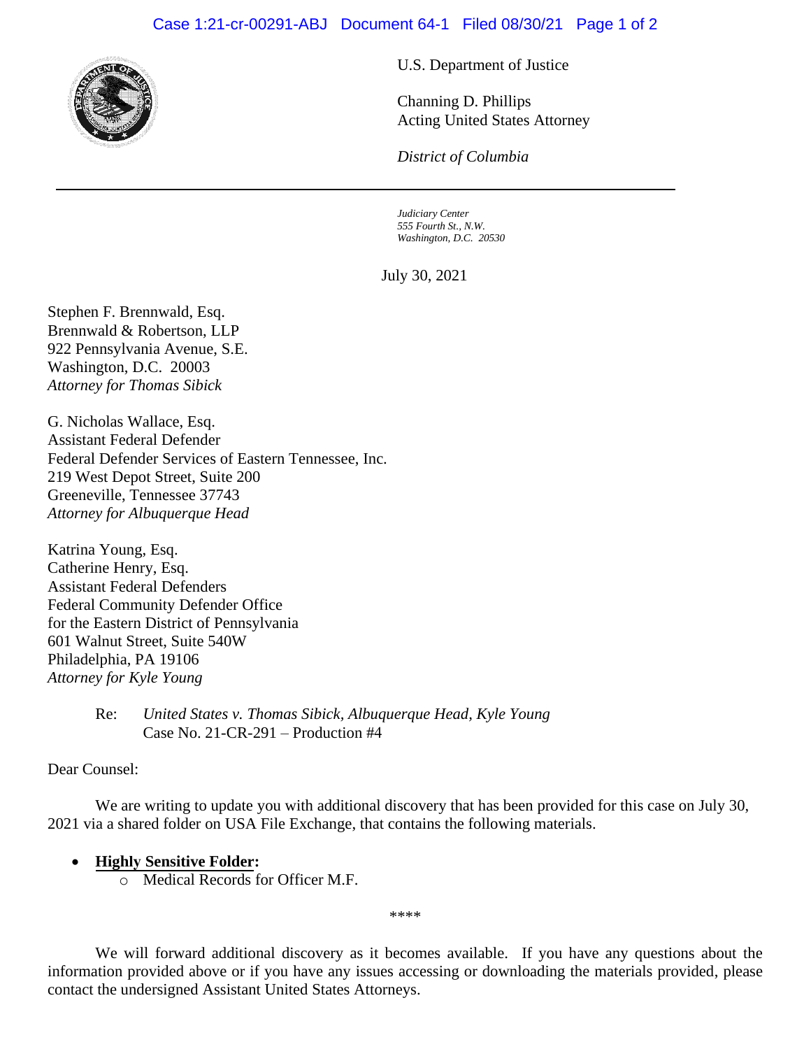U.S. Department of Justice

Channing D. Phillips
Acting United States Attorney

*District of Columbia*

---

*Judiciary Center*
*555 Fourth St., N.W.*
*Washington, D.C. 20530*

July 30, 2021

Stephen F. Brennwald, Esq.
Brennwald & Robertson, LLP
922 Pennsylvania Avenue, S.E.
Washington, D.C. 20003
*Attorney for Thomas Sibick*

G. Nicholas Wallace, Esq.
Assistant Federal Defender
Federal Defender Services of Eastern Tennessee, Inc.
219 West Depot Street, Suite 200
Greeneville, Tennessee 37743
*Attorney for Albuquerque Head*

Katrina Young, Esq.
Catherine Henry, Esq.
Assistant Federal Defenders
Federal Community Defender Office
for the Eastern District of Pennsylvania
601 Walnut Street, Suite 540W
Philadelphia, PA 19106
*Attorney for Kyle Young*

Re: *United States v. Thomas Sibick, Albuquerque Head, Kyle Young*
Case No. 21-CR-291 – Production #4

Dear Counsel:

We are writing to update you with additional discovery that has been provided for this case on July 30, 2021 via a shared folder on USA File Exchange, that contains the following materials.

- **Highly Sensitive Folder:**
  - Medical Records for Officer M.F.

****

We will forward additional discovery as it becomes available. If you have any questions about the information provided above or if you have any issues accessing or downloading the materials provided, please contact the undersigned Assistant United States Attorneys.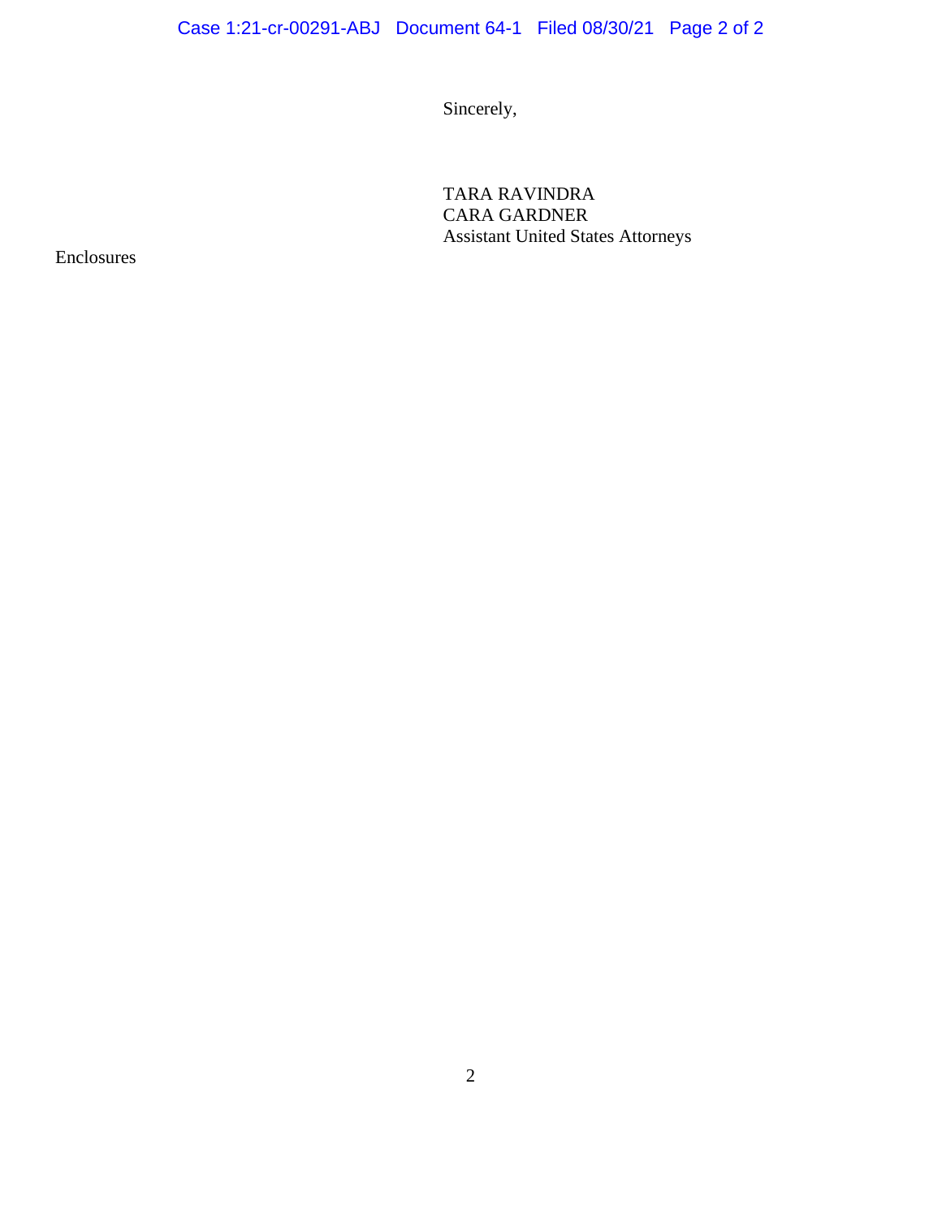Sincerely,

TARA RAVINDRA
CARA GARDNER
Assistant United States Attorneys

Enclosures